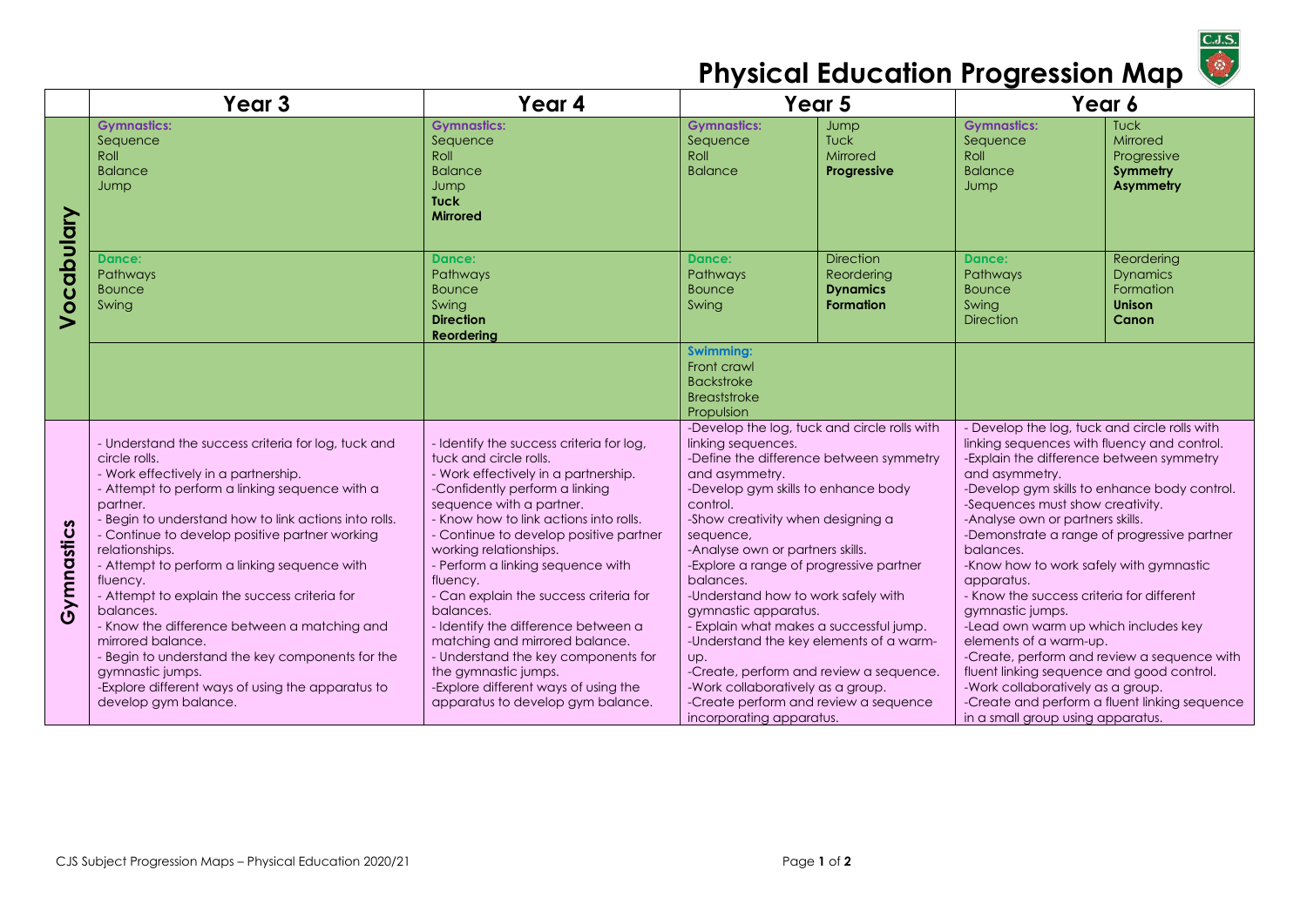# Physical Education Progression Map

| | Year 3 | Year 4 | Year 5 | | Year 6 | |
|---|---|---|---|---|---|---|
| **Vocabulary** | **Gymnastics:**<br>Sequence<br>Roll<br>Balance<br>Jump | **Gymnastics:**<br>Sequence<br>Roll<br>Balance<br>Jump<br>**Tuck**<br>**Mirrored** | **Gymnastics:**<br>Sequence<br>Roll<br>Balance | Jump<br>Tuck<br>Mirrored<br>**Progressive** | **Gymnastics:**<br>Sequence<br>Roll<br>Balance<br>Jump | Tuck<br>Mirrored<br>Progressive<br>**Symmetry**<br>**Asymmetry** |
| | **Dance:**<br>Pathways<br>Bounce<br>Swing | **Dance:**<br>Pathways<br>Bounce<br>Swing<br>**Direction**<br>**Reordering** | **Dance:**<br>Pathways<br>Bounce<br>Swing | Direction<br>Reordering<br>**Dynamics**<br>**Formation** | **Dance:**<br>Pathways<br>Bounce<br>Swing<br>Direction | Reordering<br>Dynamics<br>Formation<br>**Unison**<br>**Canon** |
| | | | **Swimming:**<br>Front crawl<br>Backstroke<br>Breaststroke<br>Propulsion | | | |
| **Gymnastics** | - Understand the success criteria for log, tuck and circle rolls.<br>- Work effectively in a partnership.<br>- Attempt to perform a linking sequence with a partner.<br>- Begin to understand how to link actions into rolls.<br>- Continue to develop positive partner working relationships.<br>- Attempt to perform a linking sequence with fluency.<br>- Attempt to explain the success criteria for balances.<br>- Know the difference between a matching and mirrored balance.<br>- Begin to understand the key components for the gymnastic jumps.<br>-Explore different ways of using the apparatus to develop gym balance. | - Identify the success criteria for log, tuck and circle rolls.<br>- Work effectively in a partnership.<br>-Confidently perform a linking sequence with a partner.<br>- Know how to link actions into rolls.<br>- Continue to develop positive partner working relationships.<br>- Perform a linking sequence with fluency.<br>- Can explain the success criteria for balances.<br>- Identify the difference between a matching and mirrored balance.<br>- Understand the key components for the gymnastic jumps.<br>-Explore different ways of using the apparatus to develop gym balance. | -Develop the log, tuck and circle rolls with linking sequences.<br>-Define the difference between symmetry and asymmetry.<br>-Develop gym skills to enhance body control.<br>-Show creativity when designing a sequence,<br>-Analyse own or partners skills.<br>-Explore a range of progressive partner balances.<br>-Understand how to work safely with gymnastic apparatus.<br>- Explain what makes a successful jump.<br>-Understand the key elements of a warm-up.<br>-Create, perform and review a sequence.<br>-Work collaboratively as a group.<br>-Create perform and review a sequence incorporating apparatus. | | - Develop the log, tuck and circle rolls with linking sequences with fluency and control.<br>-Explain the difference between symmetry and asymmetry.<br>-Develop gym skills to enhance body control.<br>-Sequences must show creativity.<br>-Analyse own or partners skills.<br>-Demonstrate a range of progressive partner balances.<br>-Know how to work safely with gymnastic apparatus.<br>- Know the success criteria for different gymnastic jumps.<br>-Lead own warm up which includes key elements of a warm-up.<br>-Create, perform and review a sequence with fluent linking sequence and good control.<br>-Work collaboratively as a group.<br>-Create and perform a fluent linking sequence in a small group using apparatus. | |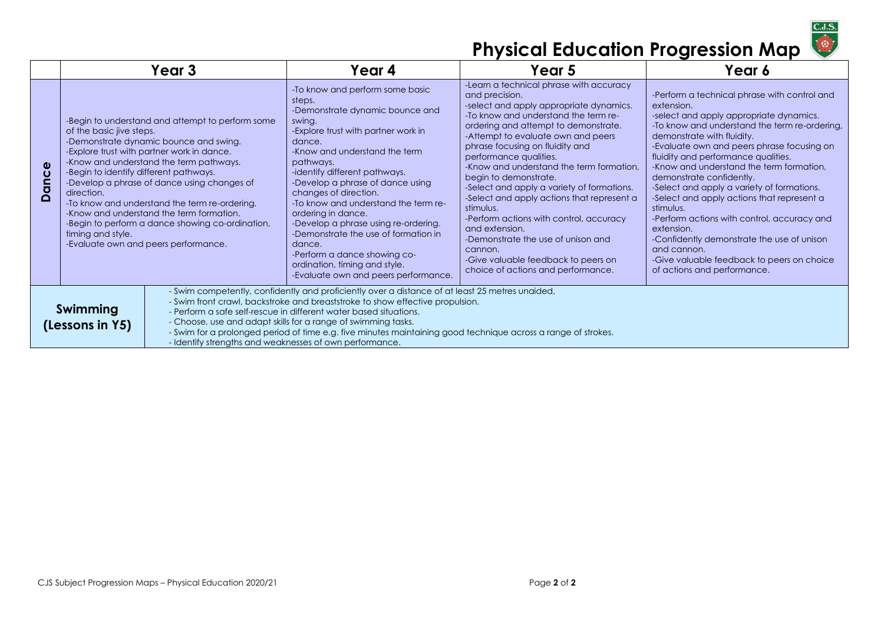# Physical Education Progression Map

| | Year 3 | Year 4 | Year 5 | Year 6 |
|---|---|---|---|---|
| **Dance** | -Begin to understand and attempt to perform some of the basic jive steps.<br>-Demonstrate dynamic bounce and swing.<br>-Explore trust with partner work in dance.<br>-Know and understand the term pathways.<br>-Begin to identify different pathways.<br>-Develop a phrase of dance using changes of direction.<br>-To know and understand the term re-ordering.<br>-Know and understand the term formation.<br>-Begin to perform a dance showing co-ordination, timing and style.<br>-Evaluate own and peers performance. | -To know and perform some basic steps.<br>-Demonstrate dynamic bounce and swing.<br>-Explore trust with partner work in dance.<br>-Know and understand the term pathways.<br>-identify different pathways.<br>-Develop a phrase of dance using changes of direction.<br>-To know and understand the term re-ordering in dance.<br>-Develop a phrase using re-ordering.<br>-Demonstrate the use of formation in dance.<br>-Perform a dance showing co-ordination, timing and style.<br>-Evaluate own and peers performance. | -Learn a technical phrase with accuracy and precision.<br>-select and apply appropriate dynamics.<br>-To know and understand the term re-ordering and attempt to demonstrate.<br>-Attempt to evaluate own and peers phrase focusing on fluidity and performance qualities.<br>-Know and understand the term formation, begin to demonstrate.<br>-Select and apply a variety of formations.<br>-Select and apply actions that represent a stimulus.<br>-Perform actions with control, accuracy and extension.<br>-Demonstrate the use of unison and cannon.<br>-Give valuable feedback to peers on choice of actions and performance. | -Perform a technical phrase with control and extension.<br>-select and apply appropriate dynamics.<br>-To know and understand the term re-ordering, demonstrate with fluidity.<br>-Evaluate own and peers phrase focusing on fluidity and performance qualities.<br>-Know and understand the term formation, demonstrate confidently.<br>-Select and apply a variety of formations.<br>-Select and apply actions that represent a stimulus.<br>-Perform actions with control, accuracy and extension.<br>-Confidently demonstrate the use of unison and cannon.<br>-Give valuable feedback to peers on choice of actions and performance. |
| **Swimming (Lessons in Y5)** | - Swim competently, confidently and proficiently over a distance of at least 25 metres unaided,<br>- Swim front crawl, backstroke and breaststroke to show effective propulsion.<br>- Perform a safe self-rescue in different water based situations.<br>- Choose, use and adapt skills for a range of swimming tasks.<br>- Swim for a prolonged period of time e.g. five minutes maintaining good technique across a range of strokes.<br>- Identify strengths and weaknesses of own performance. | | | |